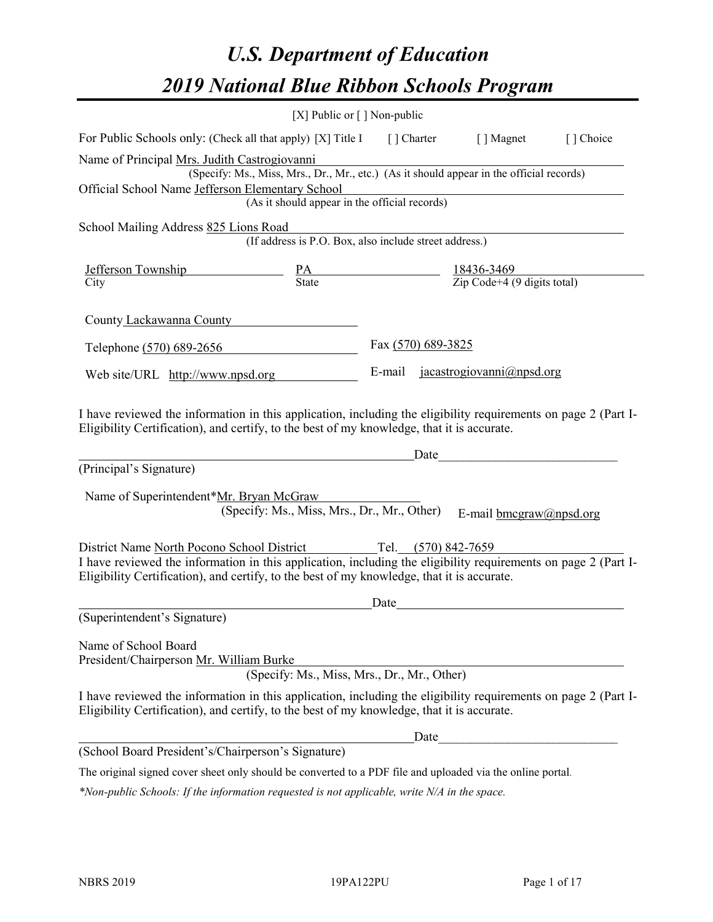# U.S. Department of Education

# 2019 National Blue Ribbon Schools Program

[X] Public or [ ] Non-public

For Public Schools only: (Check all that apply) [X] Title I [ ] Charter [ ] Magnet [ ] Choice

Name of Principal Mrs. Judith Castrogiovanni
(Specify: Ms., Miss, Mrs., Dr., Mr., etc.) (As it should appear in the official records)

Official School Name Jefferson Elementary School
(As it should appear in the official records)

School Mailing Address 825 Lions Road
(If address is P.O. Box, also include street address.)

| Jefferson Township | PA | 18436-3469 |
|---|---|---|
| City | State | Zip Code+4 (9 digits total) |

County Lackawanna County

Telephone (570) 689-2656 Fax (570) 689-3825

Web site/URL http://www.npsd.org E-mail jacastrogiovanni@npsd.org

I have reviewed the information in this application, including the eligibility requirements on page 2 (Part I-Eligibility Certification), and certify, to the best of my knowledge, that it is accurate.

_______________________________ Date_______________

(Principal's Signature)

Name of Superintendent*Mr. Bryan McGraw
(Specify: Ms., Miss, Mrs., Dr., Mr., Other) E-mail bmcgraw@npsd.org

District Name North Pocono School District Tel. (570) 842-7659

I have reviewed the information in this application, including the eligibility requirements on page 2 (Part I-Eligibility Certification), and certify, to the best of my knowledge, that it is accurate.

_______________________________ Date_______________

(Superintendent's Signature)

Name of School Board
President/Chairperson Mr. William Burke
(Specify: Ms., Miss, Mrs., Dr., Mr., Other)

I have reviewed the information in this application, including the eligibility requirements on page 2 (Part I-Eligibility Certification), and certify, to the best of my knowledge, that it is accurate.

_______________________________ Date_______________

(School Board President's/Chairperson's Signature)

The original signed cover sheet only should be converted to a PDF file and uploaded via the online portal.

*\*Non-public Schools: If the information requested is not applicable, write N/A in the space.*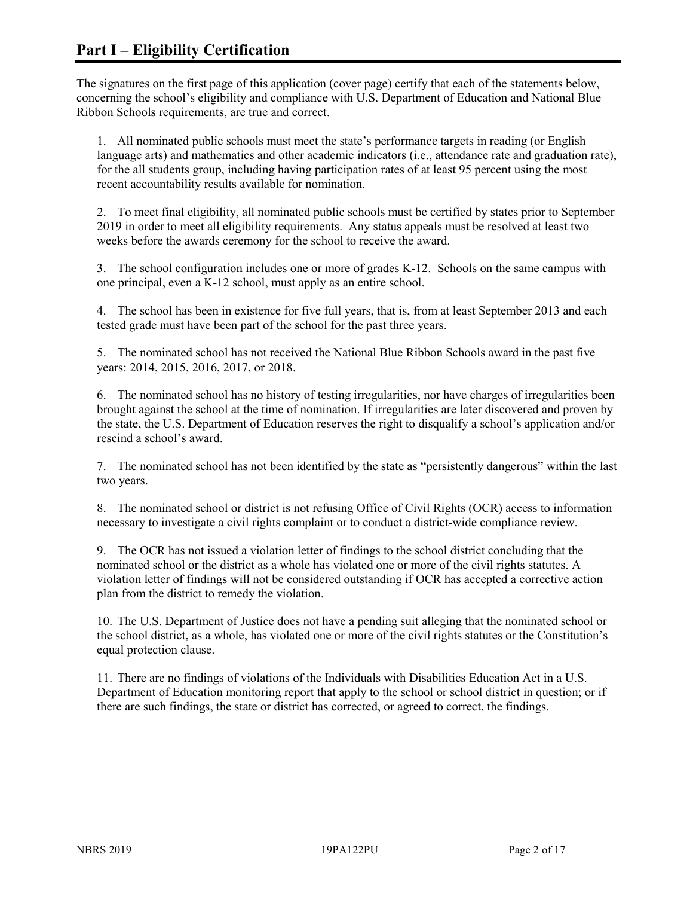# Part I – Eligibility Certification

The signatures on the first page of this application (cover page) certify that each of the statements below, concerning the school's eligibility and compliance with U.S. Department of Education and National Blue Ribbon Schools requirements, are true and correct.

1. All nominated public schools must meet the state's performance targets in reading (or English language arts) and mathematics and other academic indicators (i.e., attendance rate and graduation rate), for the all students group, including having participation rates of at least 95 percent using the most recent accountability results available for nomination.

2. To meet final eligibility, all nominated public schools must be certified by states prior to September 2019 in order to meet all eligibility requirements. Any status appeals must be resolved at least two weeks before the awards ceremony for the school to receive the award.

3. The school configuration includes one or more of grades K-12. Schools on the same campus with one principal, even a K-12 school, must apply as an entire school.

4. The school has been in existence for five full years, that is, from at least September 2013 and each tested grade must have been part of the school for the past three years.

5. The nominated school has not received the National Blue Ribbon Schools award in the past five years: 2014, 2015, 2016, 2017, or 2018.

6. The nominated school has no history of testing irregularities, nor have charges of irregularities been brought against the school at the time of nomination. If irregularities are later discovered and proven by the state, the U.S. Department of Education reserves the right to disqualify a school's application and/or rescind a school's award.

7. The nominated school has not been identified by the state as "persistently dangerous" within the last two years.

8. The nominated school or district is not refusing Office of Civil Rights (OCR) access to information necessary to investigate a civil rights complaint or to conduct a district-wide compliance review.

9. The OCR has not issued a violation letter of findings to the school district concluding that the nominated school or the district as a whole has violated one or more of the civil rights statutes. A violation letter of findings will not be considered outstanding if OCR has accepted a corrective action plan from the district to remedy the violation.

10. The U.S. Department of Justice does not have a pending suit alleging that the nominated school or the school district, as a whole, has violated one or more of the civil rights statutes or the Constitution's equal protection clause.

11. There are no findings of violations of the Individuals with Disabilities Education Act in a U.S. Department of Education monitoring report that apply to the school or school district in question; or if there are such findings, the state or district has corrected, or agreed to correct, the findings.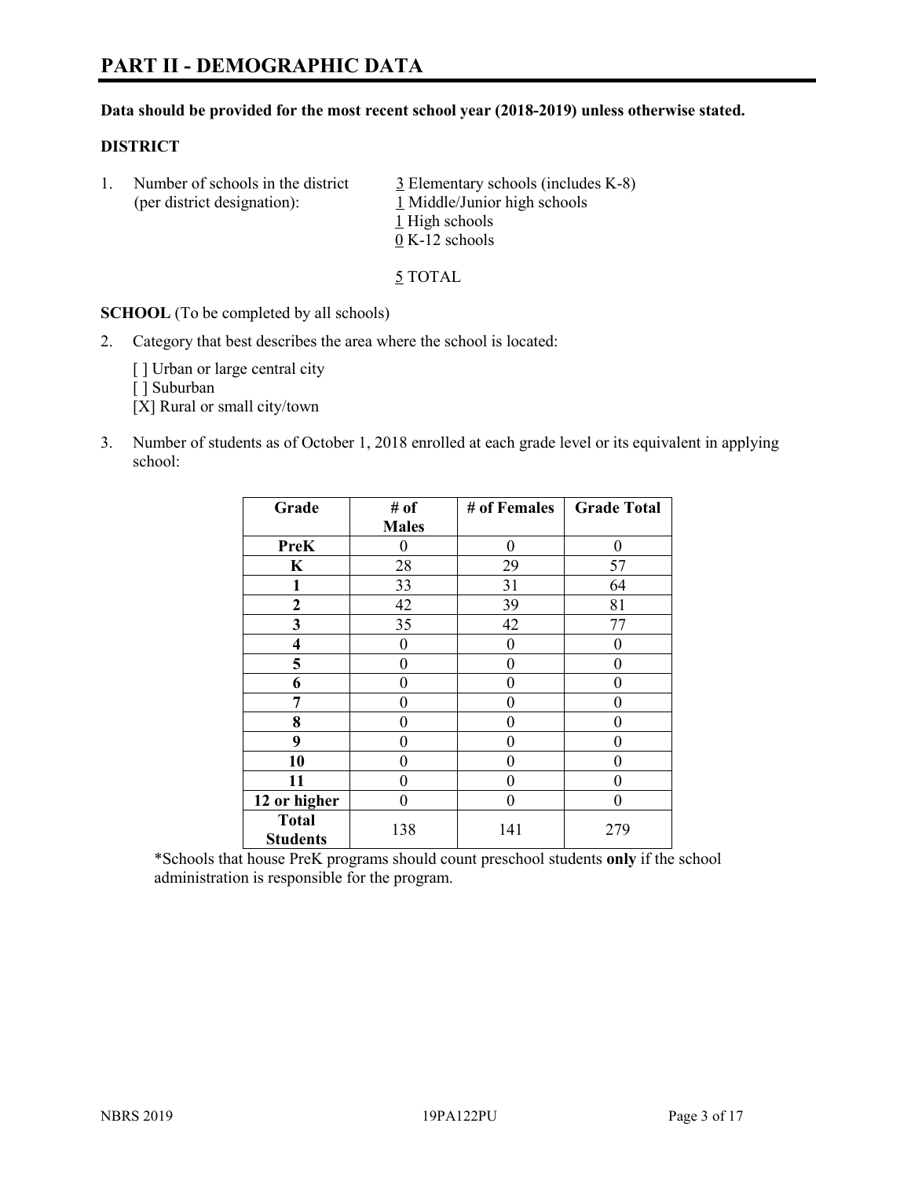# PART II - DEMOGRAPHIC DATA

**Data should be provided for the most recent school year (2018-2019) unless otherwise stated.**

## DISTRICT

1. Number of schools in the district (per district designation):
   - 3 Elementary schools (includes K-8)
   - 1 Middle/Junior high schools
   - 1 High schools
   - 0 K-12 schools

   5 TOTAL

**SCHOOL** (To be completed by all schools)

2. Category that best describes the area where the school is located:

   [ ] Urban or large central city
   [ ] Suburban
   [X] Rural or small city/town

3. Number of students as of October 1, 2018 enrolled at each grade level or its equivalent in applying school:

| Grade | # of Males | # of Females | Grade Total |
|---|---|---|---|
| PreK | 0 | 0 | 0 |
| K | 28 | 29 | 57 |
| 1 | 33 | 31 | 64 |
| 2 | 42 | 39 | 81 |
| 3 | 35 | 42 | 77 |
| 4 | 0 | 0 | 0 |
| 5 | 0 | 0 | 0 |
| 6 | 0 | 0 | 0 |
| 7 | 0 | 0 | 0 |
| 8 | 0 | 0 | 0 |
| 9 | 0 | 0 | 0 |
| 10 | 0 | 0 | 0 |
| 11 | 0 | 0 | 0 |
| 12 or higher | 0 | 0 | 0 |
| Total Students | 138 | 141 | 279 |

*Schools that house PreK programs should count preschool students **only** if the school administration is responsible for the program.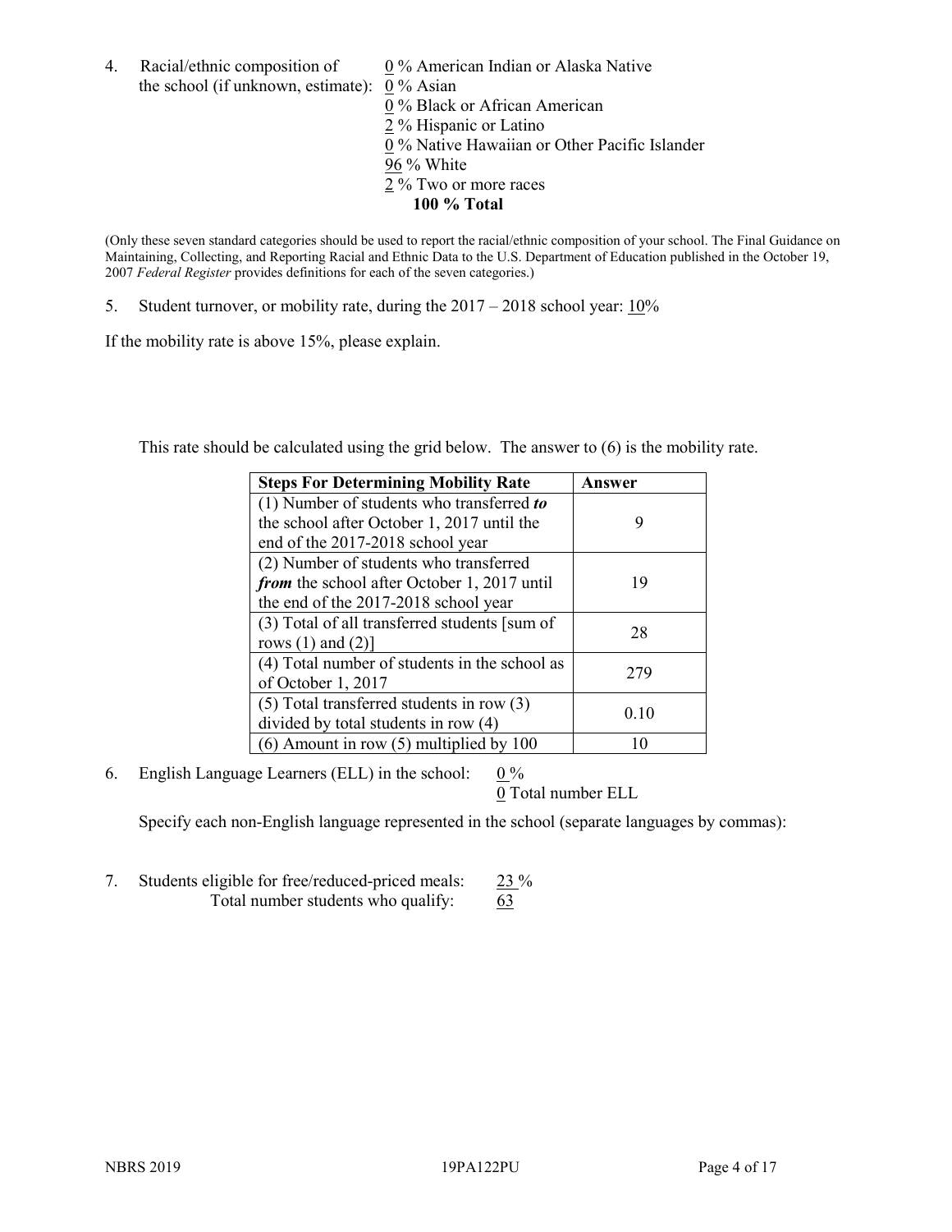4. Racial/ethnic composition of the school (if unknown, estimate):

0 % American Indian or Alaska Native
0 % Asian
0 % Black or African American
2 % Hispanic or Latino
0 % Native Hawaiian or Other Pacific Islander
96 % White
2 % Two or more races
**100 % Total**

(Only these seven standard categories should be used to report the racial/ethnic composition of your school. The Final Guidance on Maintaining, Collecting, and Reporting Racial and Ethnic Data to the U.S. Department of Education published in the October 19, 2007 *Federal Register* provides definitions for each of the seven categories.)

5. Student turnover, or mobility rate, during the 2017 – 2018 school year: 10%

If the mobility rate is above 15%, please explain.

This rate should be calculated using the grid below. The answer to (6) is the mobility rate.

| **Steps For Determining Mobility Rate** | **Answer** |
|---|---|
| (1) Number of students who transferred ***to*** the school after October 1, 2017 until the end of the 2017-2018 school year | 9 |
| (2) Number of students who transferred ***from*** the school after October 1, 2017 until the end of the 2017-2018 school year | 19 |
| (3) Total of all transferred students [sum of rows (1) and (2)] | 28 |
| (4) Total number of students in the school as of October 1, 2017 | 279 |
| (5) Total transferred students in row (3) divided by total students in row (4) | 0.10 |
| (6) Amount in row (5) multiplied by 100 | 10 |

6. English Language Learners (ELL) in the school: 0 %

0 Total number ELL

Specify each non-English language represented in the school (separate languages by commas):

7. Students eligible for free/reduced-priced meals: 23 %

Total number students who qualify: 63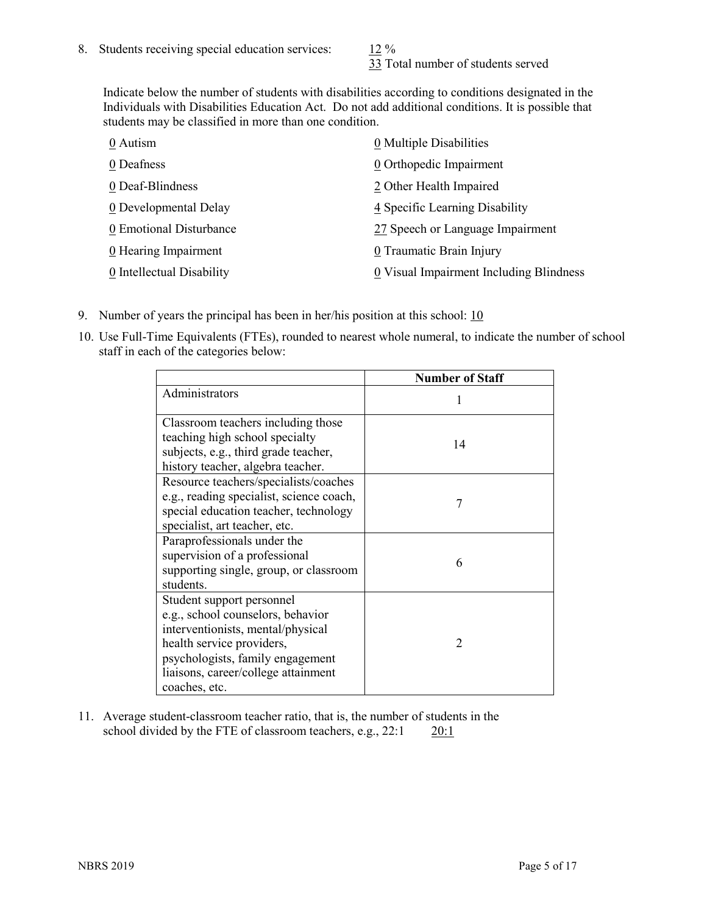8. Students receiving special education services: 12 %
33 Total number of students served

Indicate below the number of students with disabilities according to conditions designated in the Individuals with Disabilities Education Act. Do not add additional conditions. It is possible that students may be classified in more than one condition.

0 Autism
0 Deafness
0 Deaf-Blindness
0 Developmental Delay
0 Emotional Disturbance
0 Hearing Impairment
0 Intellectual Disability
0 Multiple Disabilities
0 Orthopedic Impairment
2 Other Health Impaired
4 Specific Learning Disability
27 Speech or Language Impairment
0 Traumatic Brain Injury
0 Visual Impairment Including Blindness

9. Number of years the principal has been in her/his position at this school: 10

10. Use Full-Time Equivalents (FTEs), rounded to nearest whole numeral, to indicate the number of school staff in each of the categories below:

| | Number of Staff |
|---|---|
| Administrators | 1 |
| Classroom teachers including those teaching high school specialty subjects, e.g., third grade teacher, history teacher, algebra teacher. | 14 |
| Resource teachers/specialists/coaches e.g., reading specialist, science coach, special education teacher, technology specialist, art teacher, etc. | 7 |
| Paraprofessionals under the supervision of a professional supporting single, group, or classroom students. | 6 |
| Student support personnel e.g., school counselors, behavior interventionists, mental/physical health service providers, psychologists, family engagement liaisons, career/college attainment coaches, etc. | 2 |

11. Average student-classroom teacher ratio, that is, the number of students in the school divided by the FTE of classroom teachers, e.g., 22:1 20:1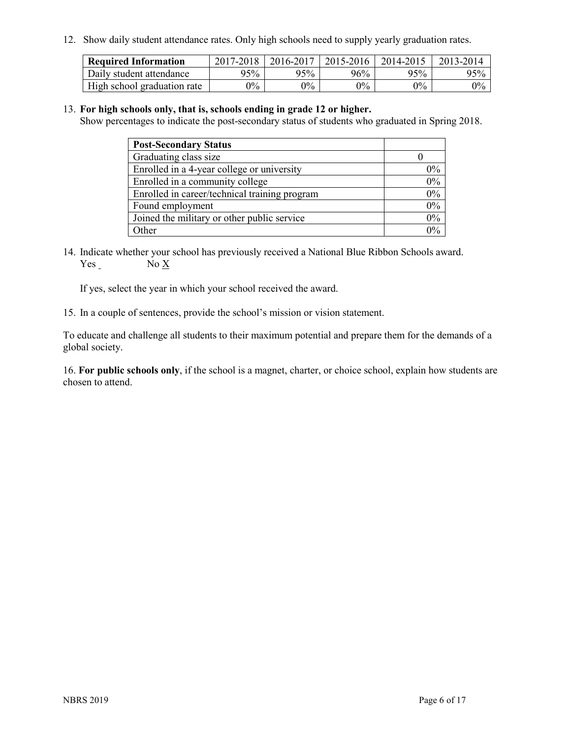12. Show daily student attendance rates. Only high schools need to supply yearly graduation rates.

| Required Information | 2017-2018 | 2016-2017 | 2015-2016 | 2014-2015 | 2013-2014 |
|---|---|---|---|---|---|
| Daily student attendance | 95% | 95% | 96% | 95% | 95% |
| High school graduation rate | 0% | 0% | 0% | 0% | 0% |

13. **For high schools only, that is, schools ending in grade 12 or higher.**
Show percentages to indicate the post-secondary status of students who graduated in Spring 2018.

| Post-Secondary Status | |
|---|---|
| Graduating class size | 0 |
| Enrolled in a 4-year college or university | 0% |
| Enrolled in a community college | 0% |
| Enrolled in career/technical training program | 0% |
| Found employment | 0% |
| Joined the military or other public service | 0% |
| Other | 0% |

14. Indicate whether your school has previously received a National Blue Ribbon Schools award.
Yes _ No X

If yes, select the year in which your school received the award.

15. In a couple of sentences, provide the school's mission or vision statement.

To educate and challenge all students to their maximum potential and prepare them for the demands of a global society.

16. **For public schools only**, if the school is a magnet, charter, or choice school, explain how students are chosen to attend.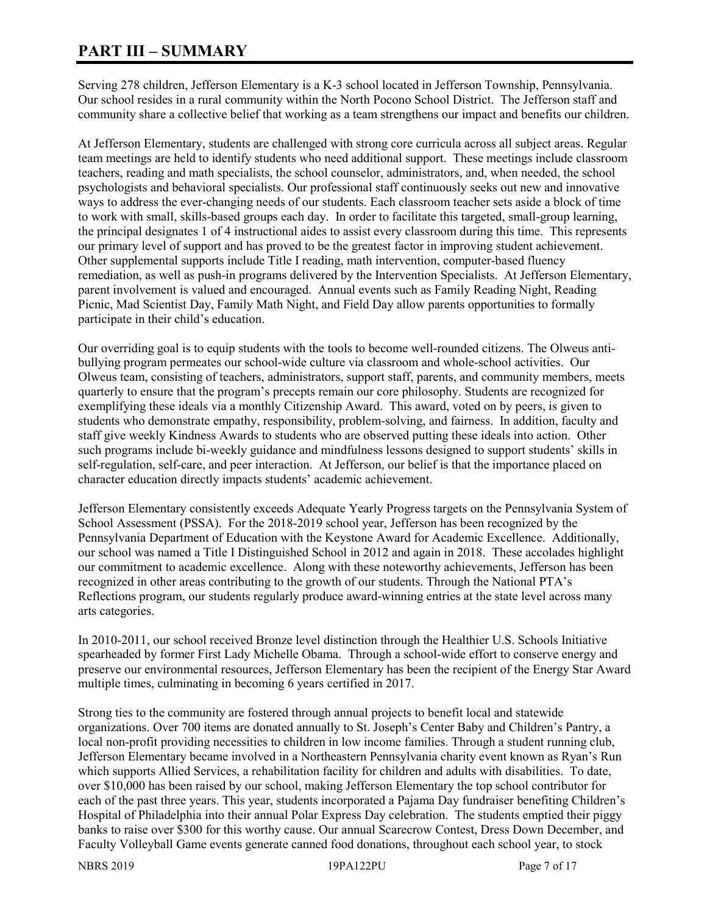# PART III – SUMMARY

Serving 278 children, Jefferson Elementary is a K-3 school located in Jefferson Township, Pennsylvania. Our school resides in a rural community within the North Pocono School District. The Jefferson staff and community share a collective belief that working as a team strengthens our impact and benefits our children.

At Jefferson Elementary, students are challenged with strong core curricula across all subject areas. Regular team meetings are held to identify students who need additional support. These meetings include classroom teachers, reading and math specialists, the school counselor, administrators, and, when needed, the school psychologists and behavioral specialists. Our professional staff continuously seeks out new and innovative ways to address the ever-changing needs of our students. Each classroom teacher sets aside a block of time to work with small, skills-based groups each day. In order to facilitate this targeted, small-group learning, the principal designates 1 of 4 instructional aides to assist every classroom during this time. This represents our primary level of support and has proved to be the greatest factor in improving student achievement. Other supplemental supports include Title I reading, math intervention, computer-based fluency remediation, as well as push-in programs delivered by the Intervention Specialists. At Jefferson Elementary, parent involvement is valued and encouraged. Annual events such as Family Reading Night, Reading Picnic, Mad Scientist Day, Family Math Night, and Field Day allow parents opportunities to formally participate in their child's education.

Our overriding goal is to equip students with the tools to become well-rounded citizens. The Olweus anti-bullying program permeates our school-wide culture via classroom and whole-school activities. Our Olweus team, consisting of teachers, administrators, support staff, parents, and community members, meets quarterly to ensure that the program's precepts remain our core philosophy. Students are recognized for exemplifying these ideals via a monthly Citizenship Award. This award, voted on by peers, is given to students who demonstrate empathy, responsibility, problem-solving, and fairness. In addition, faculty and staff give weekly Kindness Awards to students who are observed putting these ideals into action. Other such programs include bi-weekly guidance and mindfulness lessons designed to support students' skills in self-regulation, self-care, and peer interaction. At Jefferson, our belief is that the importance placed on character education directly impacts students' academic achievement.

Jefferson Elementary consistently exceeds Adequate Yearly Progress targets on the Pennsylvania System of School Assessment (PSSA). For the 2018-2019 school year, Jefferson has been recognized by the Pennsylvania Department of Education with the Keystone Award for Academic Excellence. Additionally, our school was named a Title I Distinguished School in 2012 and again in 2018. These accolades highlight our commitment to academic excellence. Along with these noteworthy achievements, Jefferson has been recognized in other areas contributing to the growth of our students. Through the National PTA's Reflections program, our students regularly produce award-winning entries at the state level across many arts categories.

In 2010-2011, our school received Bronze level distinction through the Healthier U.S. Schools Initiative spearheaded by former First Lady Michelle Obama. Through a school-wide effort to conserve energy and preserve our environmental resources, Jefferson Elementary has been the recipient of the Energy Star Award multiple times, culminating in becoming 6 years certified in 2017.

Strong ties to the community are fostered through annual projects to benefit local and statewide organizations. Over 700 items are donated annually to St. Joseph's Center Baby and Children's Pantry, a local non-profit providing necessities to children in low income families. Through a student running club, Jefferson Elementary became involved in a Northeastern Pennsylvania charity event known as Ryan's Run which supports Allied Services, a rehabilitation facility for children and adults with disabilities. To date, over $10,000 has been raised by our school, making Jefferson Elementary the top school contributor for each of the past three years. This year, students incorporated a Pajama Day fundraiser benefiting Children's Hospital of Philadelphia into their annual Polar Express Day celebration. The students emptied their piggy banks to raise over $300 for this worthy cause. Our annual Scarecrow Contest, Dress Down December, and Faculty Volleyball Game events generate canned food donations, throughout each school year, to stock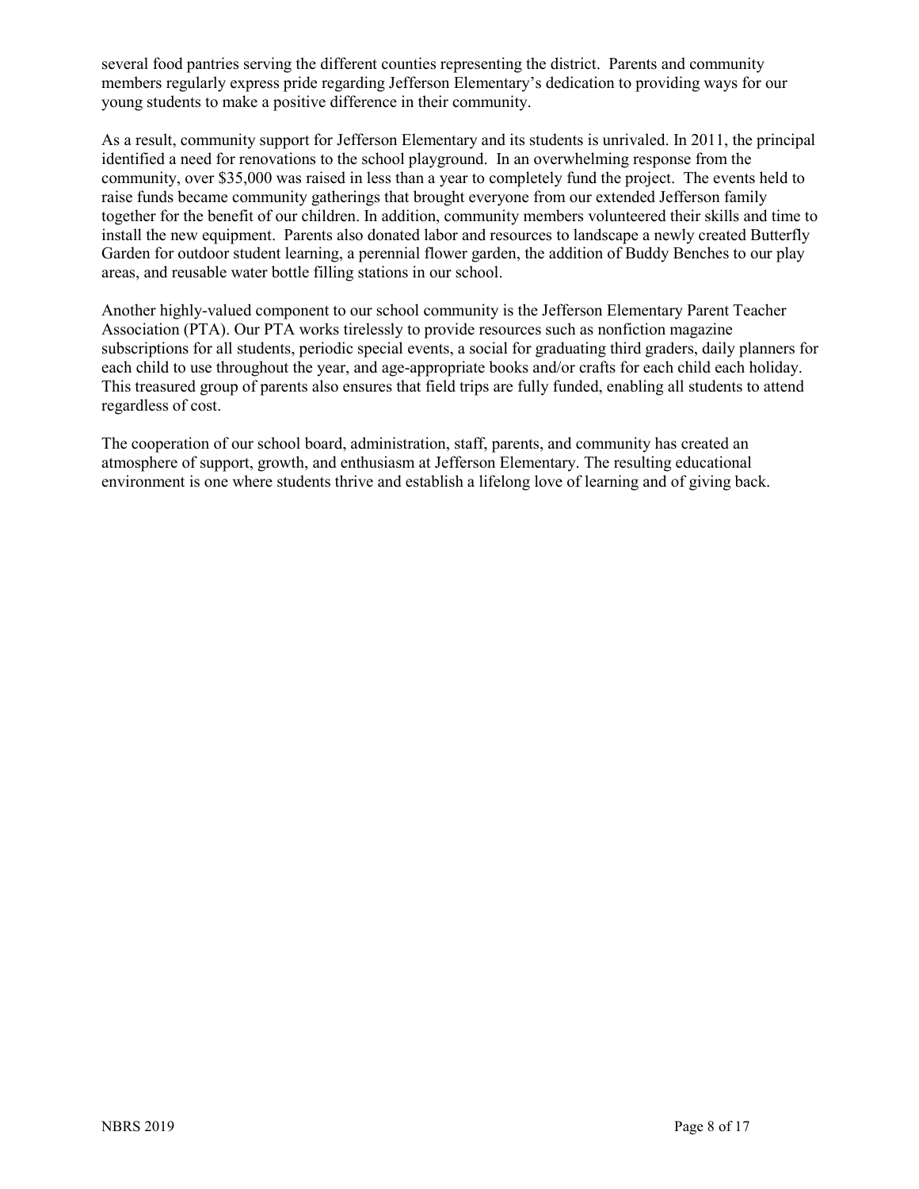several food pantries serving the different counties representing the district. Parents and community members regularly express pride regarding Jefferson Elementary's dedication to providing ways for our young students to make a positive difference in their community.

As a result, community support for Jefferson Elementary and its students is unrivaled. In 2011, the principal identified a need for renovations to the school playground. In an overwhelming response from the community, over $35,000 was raised in less than a year to completely fund the project. The events held to raise funds became community gatherings that brought everyone from our extended Jefferson family together for the benefit of our children. In addition, community members volunteered their skills and time to install the new equipment. Parents also donated labor and resources to landscape a newly created Butterfly Garden for outdoor student learning, a perennial flower garden, the addition of Buddy Benches to our play areas, and reusable water bottle filling stations in our school.

Another highly-valued component to our school community is the Jefferson Elementary Parent Teacher Association (PTA). Our PTA works tirelessly to provide resources such as nonfiction magazine subscriptions for all students, periodic special events, a social for graduating third graders, daily planners for each child to use throughout the year, and age-appropriate books and/or crafts for each child each holiday. This treasured group of parents also ensures that field trips are fully funded, enabling all students to attend regardless of cost.

The cooperation of our school board, administration, staff, parents, and community has created an atmosphere of support, growth, and enthusiasm at Jefferson Elementary. The resulting educational environment is one where students thrive and establish a lifelong love of learning and of giving back.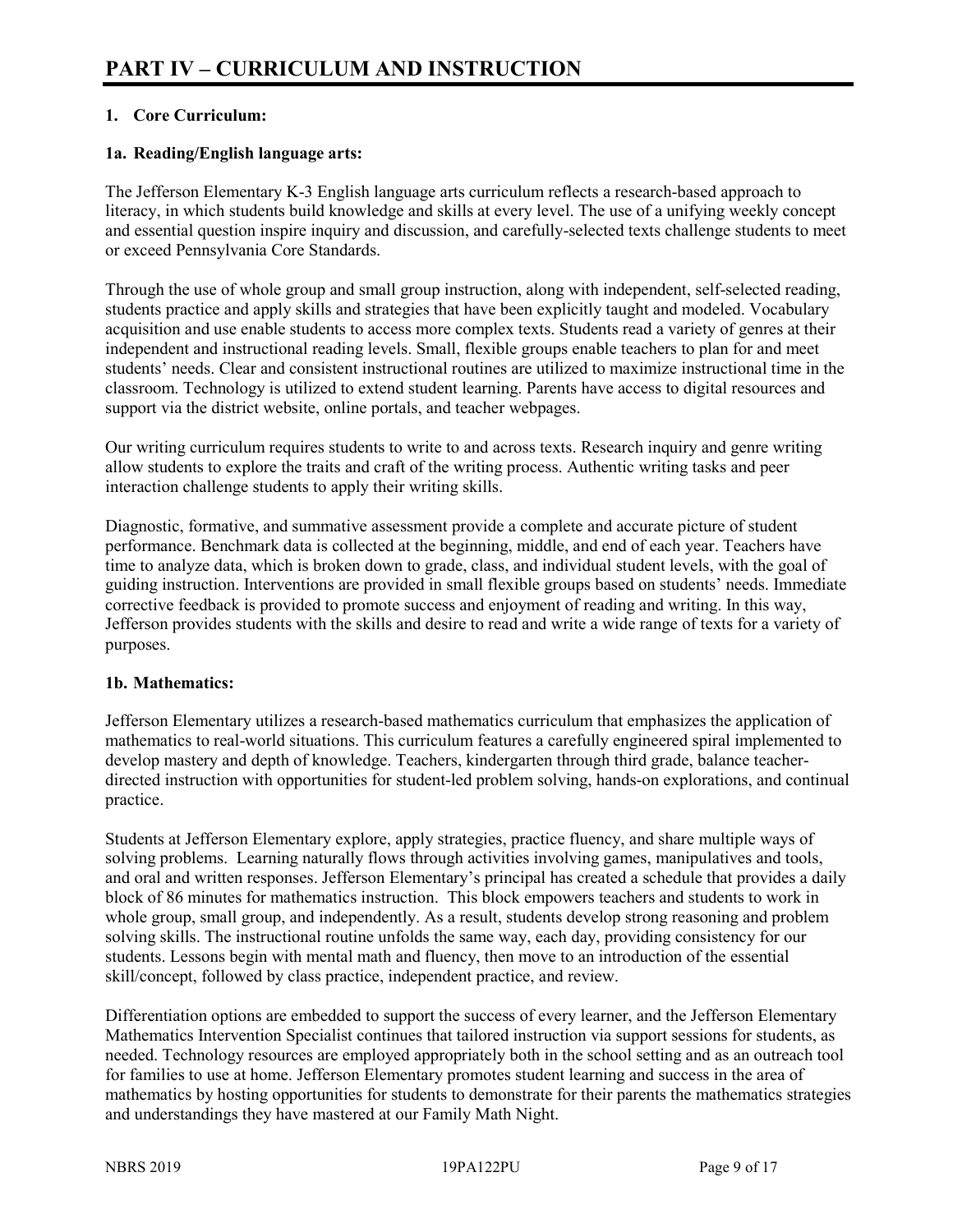# PART IV – CURRICULUM AND INSTRUCTION

## 1. Core Curriculum:

### 1a. Reading/English language arts:

The Jefferson Elementary K-3 English language arts curriculum reflects a research-based approach to literacy, in which students build knowledge and skills at every level. The use of a unifying weekly concept and essential question inspire inquiry and discussion, and carefully-selected texts challenge students to meet or exceed Pennsylvania Core Standards.

Through the use of whole group and small group instruction, along with independent, self-selected reading, students practice and apply skills and strategies that have been explicitly taught and modeled. Vocabulary acquisition and use enable students to access more complex texts. Students read a variety of genres at their independent and instructional reading levels. Small, flexible groups enable teachers to plan for and meet students' needs. Clear and consistent instructional routines are utilized to maximize instructional time in the classroom. Technology is utilized to extend student learning. Parents have access to digital resources and support via the district website, online portals, and teacher webpages.

Our writing curriculum requires students to write to and across texts. Research inquiry and genre writing allow students to explore the traits and craft of the writing process. Authentic writing tasks and peer interaction challenge students to apply their writing skills.

Diagnostic, formative, and summative assessment provide a complete and accurate picture of student performance. Benchmark data is collected at the beginning, middle, and end of each year. Teachers have time to analyze data, which is broken down to grade, class, and individual student levels, with the goal of guiding instruction. Interventions are provided in small flexible groups based on students' needs. Immediate corrective feedback is provided to promote success and enjoyment of reading and writing. In this way, Jefferson provides students with the skills and desire to read and write a wide range of texts for a variety of purposes.

### 1b. Mathematics:

Jefferson Elementary utilizes a research-based mathematics curriculum that emphasizes the application of mathematics to real-world situations. This curriculum features a carefully engineered spiral implemented to develop mastery and depth of knowledge. Teachers, kindergarten through third grade, balance teacher-directed instruction with opportunities for student-led problem solving, hands-on explorations, and continual practice.

Students at Jefferson Elementary explore, apply strategies, practice fluency, and share multiple ways of solving problems. Learning naturally flows through activities involving games, manipulatives and tools, and oral and written responses. Jefferson Elementary's principal has created a schedule that provides a daily block of 86 minutes for mathematics instruction. This block empowers teachers and students to work in whole group, small group, and independently. As a result, students develop strong reasoning and problem solving skills. The instructional routine unfolds the same way, each day, providing consistency for our students. Lessons begin with mental math and fluency, then move to an introduction of the essential skill/concept, followed by class practice, independent practice, and review.

Differentiation options are embedded to support the success of every learner, and the Jefferson Elementary Mathematics Intervention Specialist continues that tailored instruction via support sessions for students, as needed. Technology resources are employed appropriately both in the school setting and as an outreach tool for families to use at home. Jefferson Elementary promotes student learning and success in the area of mathematics by hosting opportunities for students to demonstrate for their parents the mathematics strategies and understandings they have mastered at our Family Math Night.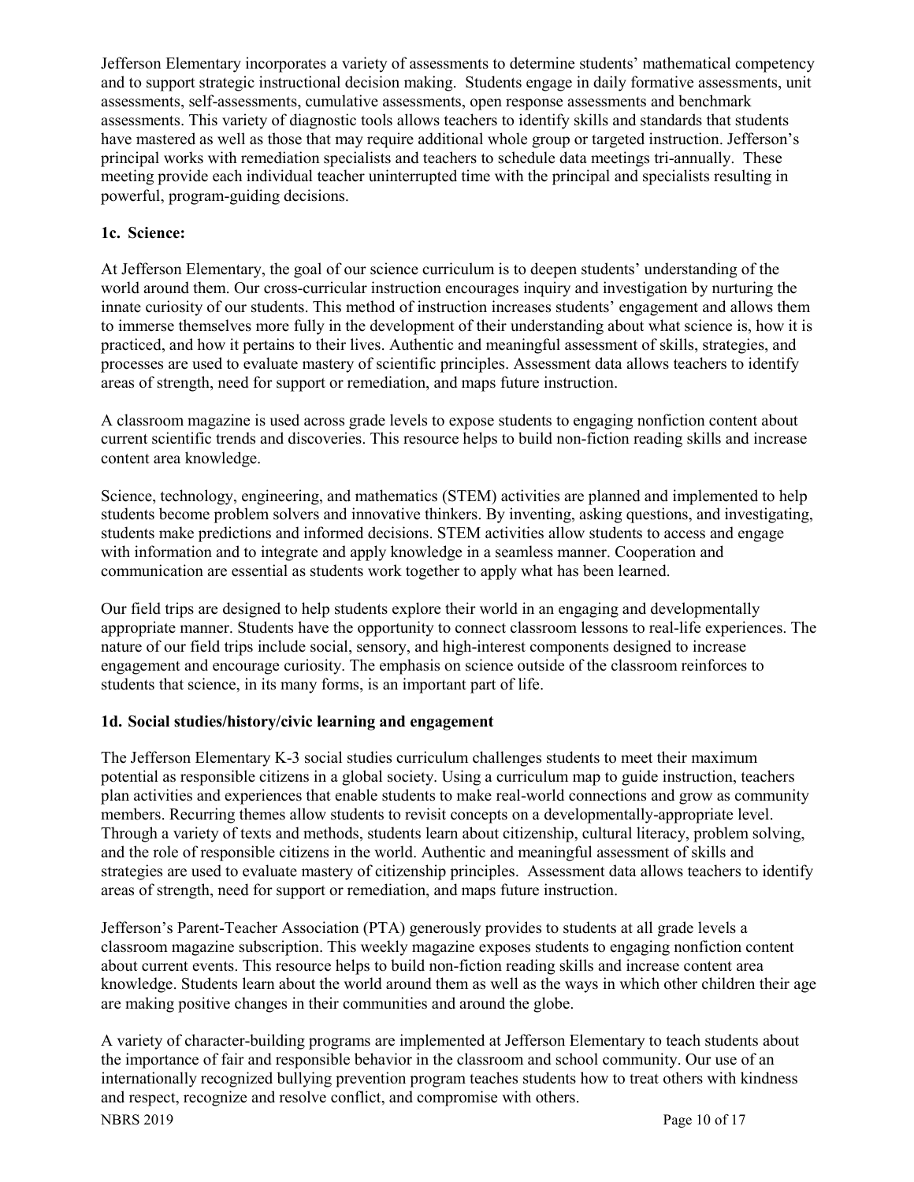Jefferson Elementary incorporates a variety of assessments to determine students' mathematical competency and to support strategic instructional decision making. Students engage in daily formative assessments, unit assessments, self-assessments, cumulative assessments, open response assessments and benchmark assessments. This variety of diagnostic tools allows teachers to identify skills and standards that students have mastered as well as those that may require additional whole group or targeted instruction. Jefferson's principal works with remediation specialists and teachers to schedule data meetings tri-annually. These meeting provide each individual teacher uninterrupted time with the principal and specialists resulting in powerful, program-guiding decisions.

### 1c. Science:

At Jefferson Elementary, the goal of our science curriculum is to deepen students' understanding of the world around them. Our cross-curricular instruction encourages inquiry and investigation by nurturing the innate curiosity of our students. This method of instruction increases students' engagement and allows them to immerse themselves more fully in the development of their understanding about what science is, how it is practiced, and how it pertains to their lives. Authentic and meaningful assessment of skills, strategies, and processes are used to evaluate mastery of scientific principles. Assessment data allows teachers to identify areas of strength, need for support or remediation, and maps future instruction.

A classroom magazine is used across grade levels to expose students to engaging nonfiction content about current scientific trends and discoveries. This resource helps to build non-fiction reading skills and increase content area knowledge.

Science, technology, engineering, and mathematics (STEM) activities are planned and implemented to help students become problem solvers and innovative thinkers. By inventing, asking questions, and investigating, students make predictions and informed decisions. STEM activities allow students to access and engage with information and to integrate and apply knowledge in a seamless manner. Cooperation and communication are essential as students work together to apply what has been learned.

Our field trips are designed to help students explore their world in an engaging and developmentally appropriate manner. Students have the opportunity to connect classroom lessons to real-life experiences. The nature of our field trips include social, sensory, and high-interest components designed to increase engagement and encourage curiosity. The emphasis on science outside of the classroom reinforces to students that science, in its many forms, is an important part of life.

### 1d. Social studies/history/civic learning and engagement

The Jefferson Elementary K-3 social studies curriculum challenges students to meet their maximum potential as responsible citizens in a global society. Using a curriculum map to guide instruction, teachers plan activities and experiences that enable students to make real-world connections and grow as community members. Recurring themes allow students to revisit concepts on a developmentally-appropriate level. Through a variety of texts and methods, students learn about citizenship, cultural literacy, problem solving, and the role of responsible citizens in the world. Authentic and meaningful assessment of skills and strategies are used to evaluate mastery of citizenship principles. Assessment data allows teachers to identify areas of strength, need for support or remediation, and maps future instruction.

Jefferson's Parent-Teacher Association (PTA) generously provides to students at all grade levels a classroom magazine subscription. This weekly magazine exposes students to engaging nonfiction content about current events. This resource helps to build non-fiction reading skills and increase content area knowledge. Students learn about the world around them as well as the ways in which other children their age are making positive changes in their communities and around the globe.

A variety of character-building programs are implemented at Jefferson Elementary to teach students about the importance of fair and responsible behavior in the classroom and school community. Our use of an internationally recognized bullying prevention program teaches students how to treat others with kindness and respect, recognize and resolve conflict, and compromise with others.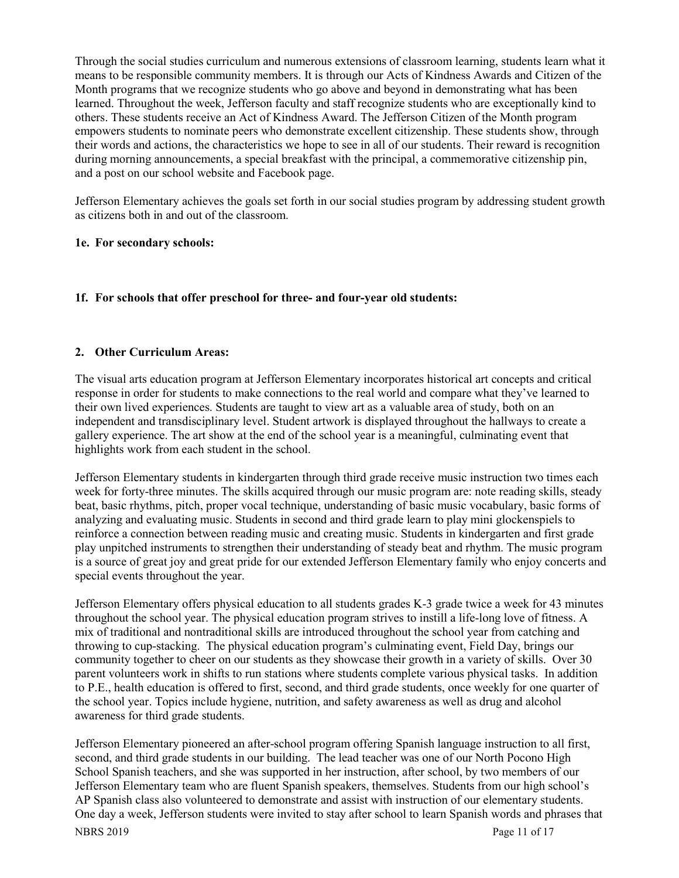Through the social studies curriculum and numerous extensions of classroom learning, students learn what it means to be responsible community members. It is through our Acts of Kindness Awards and Citizen of the Month programs that we recognize students who go above and beyond in demonstrating what has been learned. Throughout the week, Jefferson faculty and staff recognize students who are exceptionally kind to others. These students receive an Act of Kindness Award. The Jefferson Citizen of the Month program empowers students to nominate peers who demonstrate excellent citizenship. These students show, through their words and actions, the characteristics we hope to see in all of our students. Their reward is recognition during morning announcements, a special breakfast with the principal, a commemorative citizenship pin, and a post on our school website and Facebook page.

Jefferson Elementary achieves the goals set forth in our social studies program by addressing student growth as citizens both in and out of the classroom.

**1e. For secondary schools:**

**1f. For schools that offer preschool for three- and four-year old students:**

**2. Other Curriculum Areas:**

The visual arts education program at Jefferson Elementary incorporates historical art concepts and critical response in order for students to make connections to the real world and compare what they've learned to their own lived experiences. Students are taught to view art as a valuable area of study, both on an independent and transdisciplinary level. Student artwork is displayed throughout the hallways to create a gallery experience. The art show at the end of the school year is a meaningful, culminating event that highlights work from each student in the school.

Jefferson Elementary students in kindergarten through third grade receive music instruction two times each week for forty-three minutes. The skills acquired through our music program are: note reading skills, steady beat, basic rhythms, pitch, proper vocal technique, understanding of basic music vocabulary, basic forms of analyzing and evaluating music. Students in second and third grade learn to play mini glockenspiels to reinforce a connection between reading music and creating music. Students in kindergarten and first grade play unpitched instruments to strengthen their understanding of steady beat and rhythm. The music program is a source of great joy and great pride for our extended Jefferson Elementary family who enjoy concerts and special events throughout the year.

Jefferson Elementary offers physical education to all students grades K-3 grade twice a week for 43 minutes throughout the school year. The physical education program strives to instill a life-long love of fitness. A mix of traditional and nontraditional skills are introduced throughout the school year from catching and throwing to cup-stacking. The physical education program's culminating event, Field Day, brings our community together to cheer on our students as they showcase their growth in a variety of skills. Over 30 parent volunteers work in shifts to run stations where students complete various physical tasks. In addition to P.E., health education is offered to first, second, and third grade students, once weekly for one quarter of the school year. Topics include hygiene, nutrition, and safety awareness as well as drug and alcohol awareness for third grade students.

Jefferson Elementary pioneered an after-school program offering Spanish language instruction to all first, second, and third grade students in our building. The lead teacher was one of our North Pocono High School Spanish teachers, and she was supported in her instruction, after school, by two members of our Jefferson Elementary team who are fluent Spanish speakers, themselves. Students from our high school's AP Spanish class also volunteered to demonstrate and assist with instruction of our elementary students. One day a week, Jefferson students were invited to stay after school to learn Spanish words and phrases that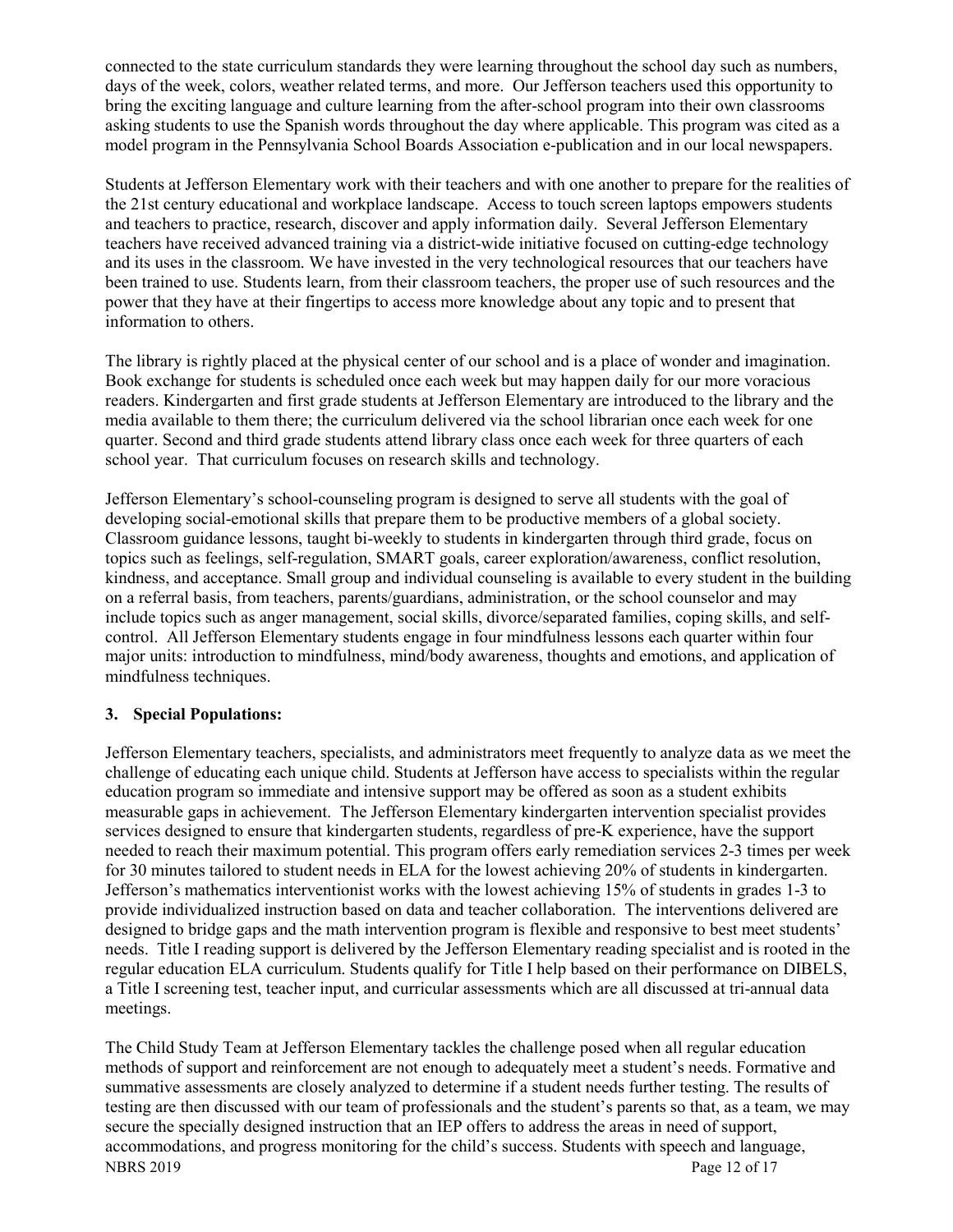connected to the state curriculum standards they were learning throughout the school day such as numbers, days of the week, colors, weather related terms, and more. Our Jefferson teachers used this opportunity to bring the exciting language and culture learning from the after-school program into their own classrooms asking students to use the Spanish words throughout the day where applicable. This program was cited as a model program in the Pennsylvania School Boards Association e-publication and in our local newspapers.

Students at Jefferson Elementary work with their teachers and with one another to prepare for the realities of the 21st century educational and workplace landscape. Access to touch screen laptops empowers students and teachers to practice, research, discover and apply information daily. Several Jefferson Elementary teachers have received advanced training via a district-wide initiative focused on cutting-edge technology and its uses in the classroom. We have invested in the very technological resources that our teachers have been trained to use. Students learn, from their classroom teachers, the proper use of such resources and the power that they have at their fingertips to access more knowledge about any topic and to present that information to others.

The library is rightly placed at the physical center of our school and is a place of wonder and imagination. Book exchange for students is scheduled once each week but may happen daily for our more voracious readers. Kindergarten and first grade students at Jefferson Elementary are introduced to the library and the media available to them there; the curriculum delivered via the school librarian once each week for one quarter. Second and third grade students attend library class once each week for three quarters of each school year. That curriculum focuses on research skills and technology.

Jefferson Elementary's school-counseling program is designed to serve all students with the goal of developing social-emotional skills that prepare them to be productive members of a global society. Classroom guidance lessons, taught bi-weekly to students in kindergarten through third grade, focus on topics such as feelings, self-regulation, SMART goals, career exploration/awareness, conflict resolution, kindness, and acceptance. Small group and individual counseling is available to every student in the building on a referral basis, from teachers, parents/guardians, administration, or the school counselor and may include topics such as anger management, social skills, divorce/separated families, coping skills, and self-control. All Jefferson Elementary students engage in four mindfulness lessons each quarter within four major units: introduction to mindfulness, mind/body awareness, thoughts and emotions, and application of mindfulness techniques.

## 3. Special Populations:

Jefferson Elementary teachers, specialists, and administrators meet frequently to analyze data as we meet the challenge of educating each unique child. Students at Jefferson have access to specialists within the regular education program so immediate and intensive support may be offered as soon as a student exhibits measurable gaps in achievement. The Jefferson Elementary kindergarten intervention specialist provides services designed to ensure that kindergarten students, regardless of pre-K experience, have the support needed to reach their maximum potential. This program offers early remediation services 2-3 times per week for 30 minutes tailored to student needs in ELA for the lowest achieving 20% of students in kindergarten. Jefferson's mathematics interventionist works with the lowest achieving 15% of students in grades 1-3 to provide individualized instruction based on data and teacher collaboration. The interventions delivered are designed to bridge gaps and the math intervention program is flexible and responsive to best meet students' needs. Title I reading support is delivered by the Jefferson Elementary reading specialist and is rooted in the regular education ELA curriculum. Students qualify for Title I help based on their performance on DIBELS, a Title I screening test, teacher input, and curricular assessments which are all discussed at tri-annual data meetings.

The Child Study Team at Jefferson Elementary tackles the challenge posed when all regular education methods of support and reinforcement are not enough to adequately meet a student's needs. Formative and summative assessments are closely analyzed to determine if a student needs further testing. The results of testing are then discussed with our team of professionals and the student's parents so that, as a team, we may secure the specially designed instruction that an IEP offers to address the areas in need of support, accommodations, and progress monitoring for the child's success. Students with speech and language,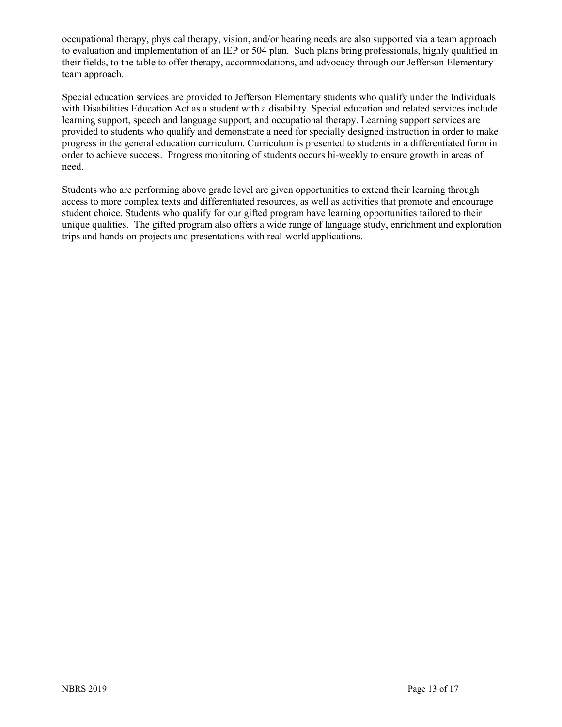occupational therapy, physical therapy, vision, and/or hearing needs are also supported via a team approach to evaluation and implementation of an IEP or 504 plan. Such plans bring professionals, highly qualified in their fields, to the table to offer therapy, accommodations, and advocacy through our Jefferson Elementary team approach.

Special education services are provided to Jefferson Elementary students who qualify under the Individuals with Disabilities Education Act as a student with a disability. Special education and related services include learning support, speech and language support, and occupational therapy. Learning support services are provided to students who qualify and demonstrate a need for specially designed instruction in order to make progress in the general education curriculum. Curriculum is presented to students in a differentiated form in order to achieve success. Progress monitoring of students occurs bi-weekly to ensure growth in areas of need.

Students who are performing above grade level are given opportunities to extend their learning through access to more complex texts and differentiated resources, as well as activities that promote and encourage student choice. Students who qualify for our gifted program have learning opportunities tailored to their unique qualities. The gifted program also offers a wide range of language study, enrichment and exploration trips and hands-on projects and presentations with real-world applications.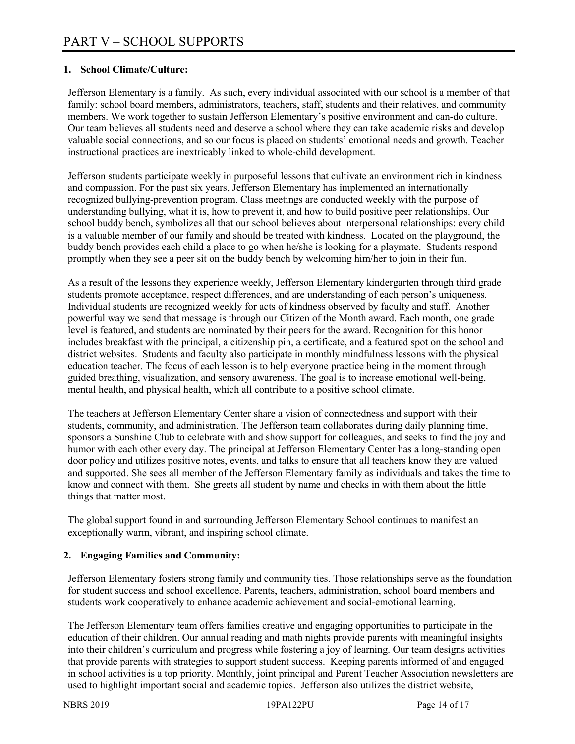# PART V – SCHOOL SUPPORTS

## 1. School Climate/Culture:

Jefferson Elementary is a family. As such, every individual associated with our school is a member of that family: school board members, administrators, teachers, staff, students and their relatives, and community members. We work together to sustain Jefferson Elementary's positive environment and can-do culture. Our team believes all students need and deserve a school where they can take academic risks and develop valuable social connections, and so our focus is placed on students' emotional needs and growth. Teacher instructional practices are inextricably linked to whole-child development.

Jefferson students participate weekly in purposeful lessons that cultivate an environment rich in kindness and compassion. For the past six years, Jefferson Elementary has implemented an internationally recognized bullying-prevention program. Class meetings are conducted weekly with the purpose of understanding bullying, what it is, how to prevent it, and how to build positive peer relationships. Our school buddy bench, symbolizes all that our school believes about interpersonal relationships: every child is a valuable member of our family and should be treated with kindness. Located on the playground, the buddy bench provides each child a place to go when he/she is looking for a playmate. Students respond promptly when they see a peer sit on the buddy bench by welcoming him/her to join in their fun.

As a result of the lessons they experience weekly, Jefferson Elementary kindergarten through third grade students promote acceptance, respect differences, and are understanding of each person's uniqueness. Individual students are recognized weekly for acts of kindness observed by faculty and staff. Another powerful way we send that message is through our Citizen of the Month award. Each month, one grade level is featured, and students are nominated by their peers for the award. Recognition for this honor includes breakfast with the principal, a citizenship pin, a certificate, and a featured spot on the school and district websites. Students and faculty also participate in monthly mindfulness lessons with the physical education teacher. The focus of each lesson is to help everyone practice being in the moment through guided breathing, visualization, and sensory awareness. The goal is to increase emotional well-being, mental health, and physical health, which all contribute to a positive school climate.

The teachers at Jefferson Elementary Center share a vision of connectedness and support with their students, community, and administration. The Jefferson team collaborates during daily planning time, sponsors a Sunshine Club to celebrate with and show support for colleagues, and seeks to find the joy and humor with each other every day. The principal at Jefferson Elementary Center has a long-standing open door policy and utilizes positive notes, events, and talks to ensure that all teachers know they are valued and supported. She sees all member of the Jefferson Elementary family as individuals and takes the time to know and connect with them. She greets all student by name and checks in with them about the little things that matter most.

The global support found in and surrounding Jefferson Elementary School continues to manifest an exceptionally warm, vibrant, and inspiring school climate.

## 2. Engaging Families and Community:

Jefferson Elementary fosters strong family and community ties. Those relationships serve as the foundation for student success and school excellence. Parents, teachers, administration, school board members and students work cooperatively to enhance academic achievement and social-emotional learning.

The Jefferson Elementary team offers families creative and engaging opportunities to participate in the education of their children. Our annual reading and math nights provide parents with meaningful insights into their children's curriculum and progress while fostering a joy of learning. Our team designs activities that provide parents with strategies to support student success. Keeping parents informed of and engaged in school activities is a top priority. Monthly, joint principal and Parent Teacher Association newsletters are used to highlight important social and academic topics. Jefferson also utilizes the district website,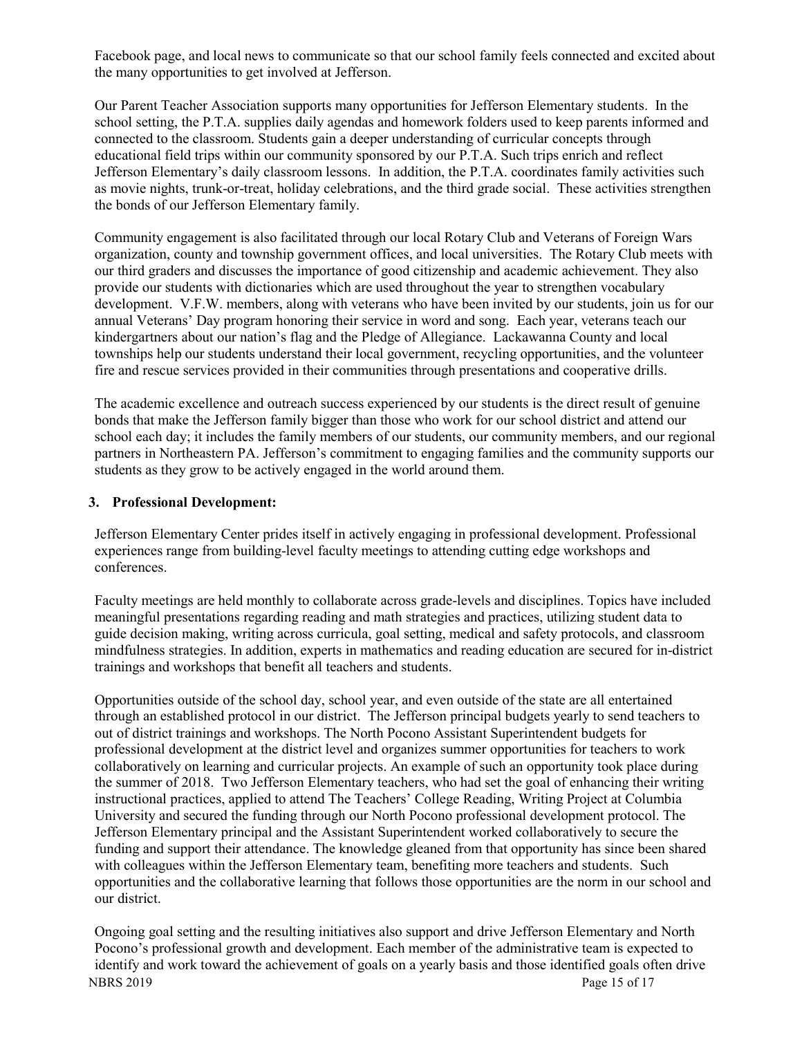Facebook page, and local news to communicate so that our school family feels connected and excited about the many opportunities to get involved at Jefferson.

Our Parent Teacher Association supports many opportunities for Jefferson Elementary students. In the school setting, the P.T.A. supplies daily agendas and homework folders used to keep parents informed and connected to the classroom. Students gain a deeper understanding of curricular concepts through educational field trips within our community sponsored by our P.T.A. Such trips enrich and reflect Jefferson Elementary's daily classroom lessons. In addition, the P.T.A. coordinates family activities such as movie nights, trunk-or-treat, holiday celebrations, and the third grade social. These activities strengthen the bonds of our Jefferson Elementary family.

Community engagement is also facilitated through our local Rotary Club and Veterans of Foreign Wars organization, county and township government offices, and local universities. The Rotary Club meets with our third graders and discusses the importance of good citizenship and academic achievement. They also provide our students with dictionaries which are used throughout the year to strengthen vocabulary development. V.F.W. members, along with veterans who have been invited by our students, join us for our annual Veterans' Day program honoring their service in word and song. Each year, veterans teach our kindergartners about our nation's flag and the Pledge of Allegiance. Lackawanna County and local townships help our students understand their local government, recycling opportunities, and the volunteer fire and rescue services provided in their communities through presentations and cooperative drills.

The academic excellence and outreach success experienced by our students is the direct result of genuine bonds that make the Jefferson family bigger than those who work for our school district and attend our school each day; it includes the family members of our students, our community members, and our regional partners in Northeastern PA. Jefferson's commitment to engaging families and the community supports our students as they grow to be actively engaged in the world around them.

### 3. Professional Development:

Jefferson Elementary Center prides itself in actively engaging in professional development. Professional experiences range from building-level faculty meetings to attending cutting edge workshops and conferences.

Faculty meetings are held monthly to collaborate across grade-levels and disciplines. Topics have included meaningful presentations regarding reading and math strategies and practices, utilizing student data to guide decision making, writing across curricula, goal setting, medical and safety protocols, and classroom mindfulness strategies. In addition, experts in mathematics and reading education are secured for in-district trainings and workshops that benefit all teachers and students.

Opportunities outside of the school day, school year, and even outside of the state are all entertained through an established protocol in our district. The Jefferson principal budgets yearly to send teachers to out of district trainings and workshops. The North Pocono Assistant Superintendent budgets for professional development at the district level and organizes summer opportunities for teachers to work collaboratively on learning and curricular projects. An example of such an opportunity took place during the summer of 2018. Two Jefferson Elementary teachers, who had set the goal of enhancing their writing instructional practices, applied to attend The Teachers' College Reading, Writing Project at Columbia University and secured the funding through our North Pocono professional development protocol. The Jefferson Elementary principal and the Assistant Superintendent worked collaboratively to secure the funding and support their attendance. The knowledge gleaned from that opportunity has since been shared with colleagues within the Jefferson Elementary team, benefiting more teachers and students. Such opportunities and the collaborative learning that follows those opportunities are the norm in our school and our district.

Ongoing goal setting and the resulting initiatives also support and drive Jefferson Elementary and North Pocono's professional growth and development. Each member of the administrative team is expected to identify and work toward the achievement of goals on a yearly basis and those identified goals often drive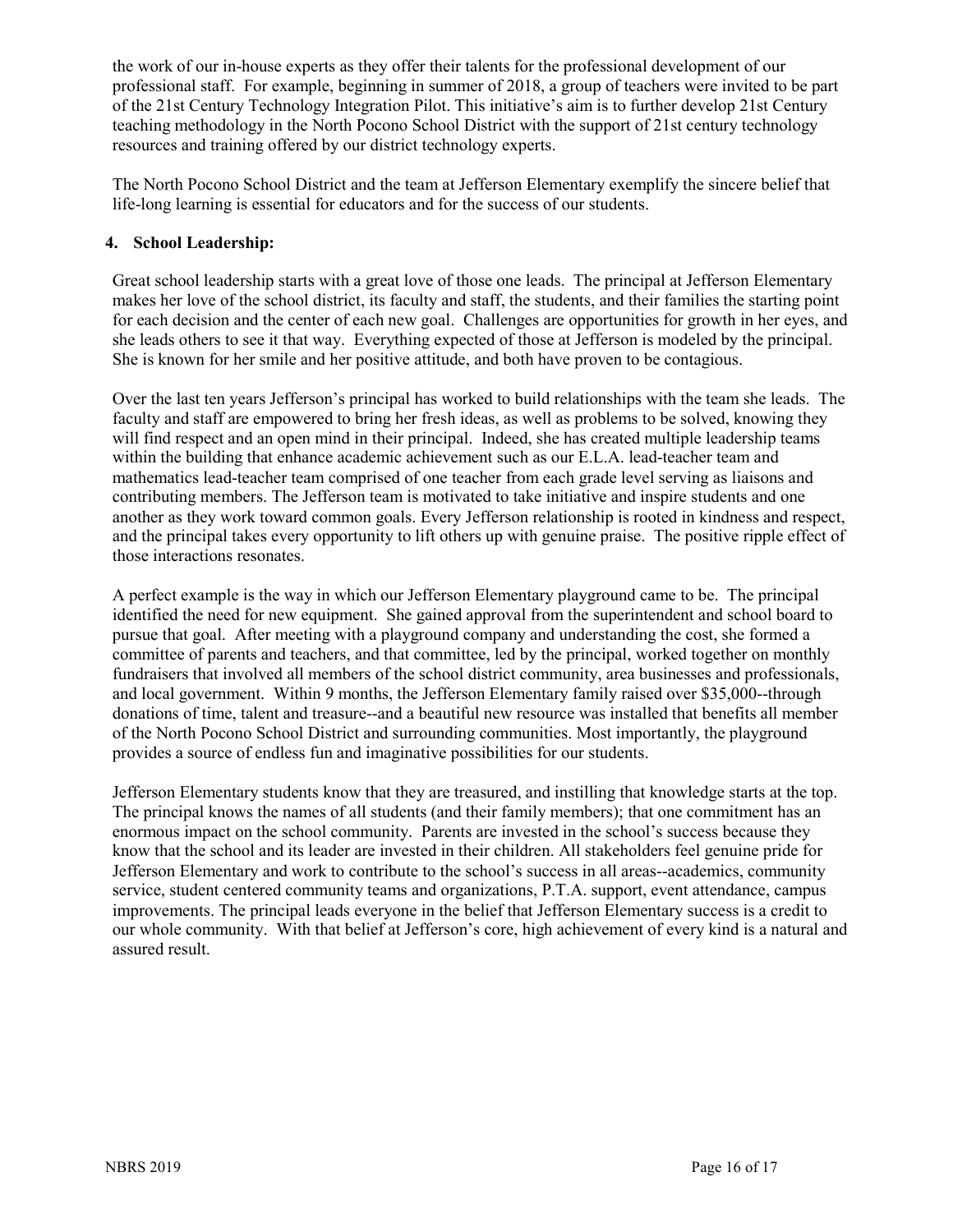the work of our in-house experts as they offer their talents for the professional development of our professional staff. For example, beginning in summer of 2018, a group of teachers were invited to be part of the 21st Century Technology Integration Pilot. This initiative's aim is to further develop 21st Century teaching methodology in the North Pocono School District with the support of 21st century technology resources and training offered by our district technology experts.

The North Pocono School District and the team at Jefferson Elementary exemplify the sincere belief that life-long learning is essential for educators and for the success of our students.

**4. School Leadership:**

Great school leadership starts with a great love of those one leads. The principal at Jefferson Elementary makes her love of the school district, its faculty and staff, the students, and their families the starting point for each decision and the center of each new goal. Challenges are opportunities for growth in her eyes, and she leads others to see it that way. Everything expected of those at Jefferson is modeled by the principal. She is known for her smile and her positive attitude, and both have proven to be contagious.

Over the last ten years Jefferson's principal has worked to build relationships with the team she leads. The faculty and staff are empowered to bring her fresh ideas, as well as problems to be solved, knowing they will find respect and an open mind in their principal. Indeed, she has created multiple leadership teams within the building that enhance academic achievement such as our E.L.A. lead-teacher team and mathematics lead-teacher team comprised of one teacher from each grade level serving as liaisons and contributing members. The Jefferson team is motivated to take initiative and inspire students and one another as they work toward common goals. Every Jefferson relationship is rooted in kindness and respect, and the principal takes every opportunity to lift others up with genuine praise. The positive ripple effect of those interactions resonates.

A perfect example is the way in which our Jefferson Elementary playground came to be. The principal identified the need for new equipment. She gained approval from the superintendent and school board to pursue that goal. After meeting with a playground company and understanding the cost, she formed a committee of parents and teachers, and that committee, led by the principal, worked together on monthly fundraisers that involved all members of the school district community, area businesses and professionals, and local government. Within 9 months, the Jefferson Elementary family raised over $35,000--through donations of time, talent and treasure--and a beautiful new resource was installed that benefits all member of the North Pocono School District and surrounding communities. Most importantly, the playground provides a source of endless fun and imaginative possibilities for our students.

Jefferson Elementary students know that they are treasured, and instilling that knowledge starts at the top. The principal knows the names of all students (and their family members); that one commitment has an enormous impact on the school community. Parents are invested in the school's success because they know that the school and its leader are invested in their children. All stakeholders feel genuine pride for Jefferson Elementary and work to contribute to the school's success in all areas--academics, community service, student centered community teams and organizations, P.T.A. support, event attendance, campus improvements. The principal leads everyone in the belief that Jefferson Elementary success is a credit to our whole community. With that belief at Jefferson's core, high achievement of every kind is a natural and assured result.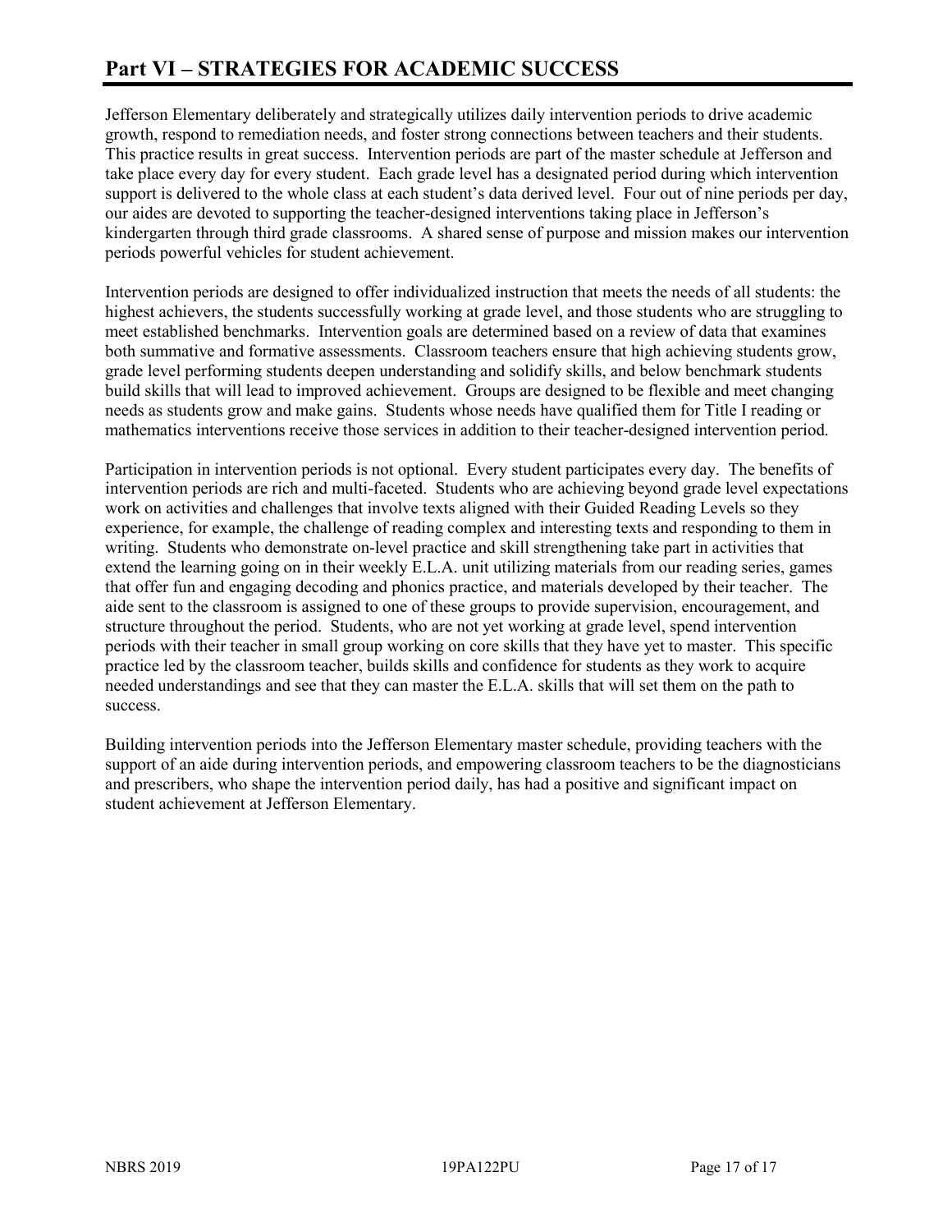# Part VI – STRATEGIES FOR ACADEMIC SUCCESS

Jefferson Elementary deliberately and strategically utilizes daily intervention periods to drive academic growth, respond to remediation needs, and foster strong connections between teachers and their students. This practice results in great success. Intervention periods are part of the master schedule at Jefferson and take place every day for every student. Each grade level has a designated period during which intervention support is delivered to the whole class at each student's data derived level. Four out of nine periods per day, our aides are devoted to supporting the teacher-designed interventions taking place in Jefferson's kindergarten through third grade classrooms. A shared sense of purpose and mission makes our intervention periods powerful vehicles for student achievement.

Intervention periods are designed to offer individualized instruction that meets the needs of all students: the highest achievers, the students successfully working at grade level, and those students who are struggling to meet established benchmarks. Intervention goals are determined based on a review of data that examines both summative and formative assessments. Classroom teachers ensure that high achieving students grow, grade level performing students deepen understanding and solidify skills, and below benchmark students build skills that will lead to improved achievement. Groups are designed to be flexible and meet changing needs as students grow and make gains. Students whose needs have qualified them for Title I reading or mathematics interventions receive those services in addition to their teacher-designed intervention period.

Participation in intervention periods is not optional. Every student participates every day. The benefits of intervention periods are rich and multi-faceted. Students who are achieving beyond grade level expectations work on activities and challenges that involve texts aligned with their Guided Reading Levels so they experience, for example, the challenge of reading complex and interesting texts and responding to them in writing. Students who demonstrate on-level practice and skill strengthening take part in activities that extend the learning going on in their weekly E.L.A. unit utilizing materials from our reading series, games that offer fun and engaging decoding and phonics practice, and materials developed by their teacher. The aide sent to the classroom is assigned to one of these groups to provide supervision, encouragement, and structure throughout the period. Students, who are not yet working at grade level, spend intervention periods with their teacher in small group working on core skills that they have yet to master. This specific practice led by the classroom teacher, builds skills and confidence for students as they work to acquire needed understandings and see that they can master the E.L.A. skills that will set them on the path to success.

Building intervention periods into the Jefferson Elementary master schedule, providing teachers with the support of an aide during intervention periods, and empowering classroom teachers to be the diagnosticians and prescribers, who shape the intervention period daily, has had a positive and significant impact on student achievement at Jefferson Elementary.